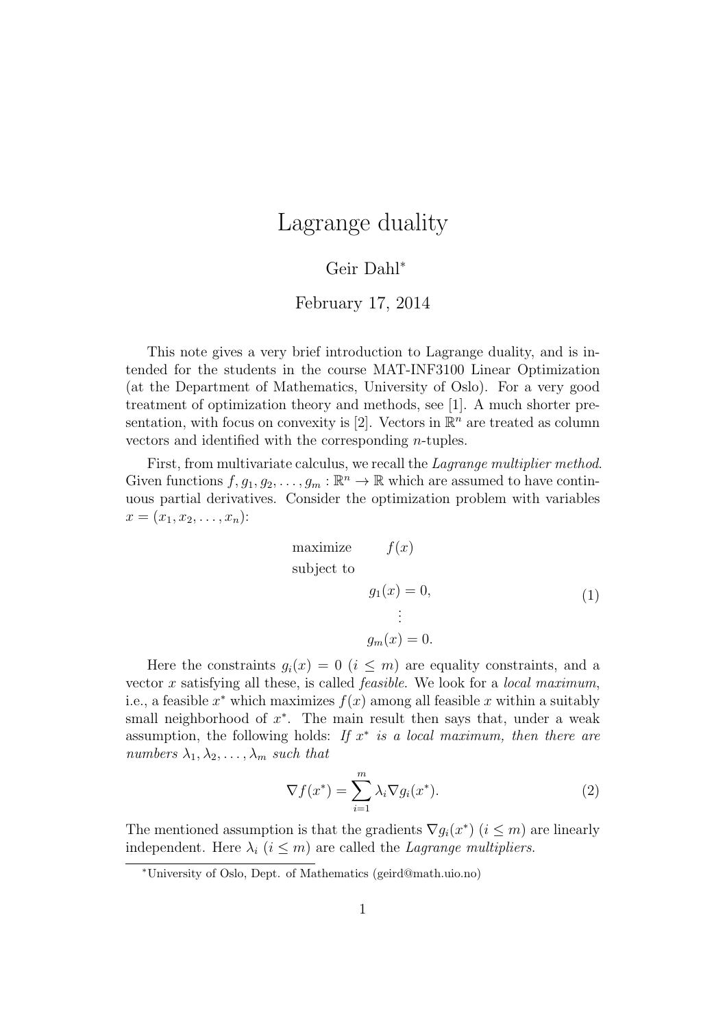# Lagrange duality

Geir Dahl[*]

February 17, 2014

This note gives a very brief introduction to Lagrange duality, and is intended for the students in the course MAT-INF3100 Linear Optimization (at the Department of Mathematics, University of Oslo). For a very good treatment of optimization theory and methods, see [1]. A much shorter presentation, with focus on convexity is [2]. Vectors in $\mathbb{R}^n$ are treated as column vectors and identified with the corresponding $n$-tuples.

First, from multivariate calculus, we recall the *Lagrange multiplier method*. Given functions $f, g_1, g_2, \ldots, g_m : \mathbb{R}^n \to \mathbb{R}$ which are assumed to have continuous partial derivatives. Consider the optimization problem with variables $x = (x_1, x_2, \ldots, x_n)$:

$$
\begin{array}{ll}
\text{maximize} & f(x) \\
\text{subject to} & \\
& g_1(x) = 0, \\
& \quad\vdots \\
& g_m(x) = 0.
\end{array}
\tag{1}
$$

Here the constraints $g_i(x) = 0$ ($i \leq m$) are equality constraints, and a vector $x$ satisfying all these, is called *feasible*. We look for a *local maximum*, i.e., a feasible $x^*$ which maximizes $f(x)$ among all feasible $x$ within a suitably small neighborhood of $x^*$. The main result then says that, under a weak assumption, the following holds: *If $x^*$ is a local maximum, then there are numbers $\lambda_1, \lambda_2, \ldots, \lambda_m$ such that*

$$
\nabla f(x^*) = \sum_{i=1}^{m} \lambda_i \nabla g_i(x^*). \tag{2}
$$

The mentioned assumption is that the gradients $\nabla g_i(x^*)$ ($i \leq m$) are linearly independent. Here $\lambda_i$ ($i \leq m$) are called the *Lagrange multipliers*.

[*]University of Oslo, Dept. of Mathematics (geird@math.uio.no)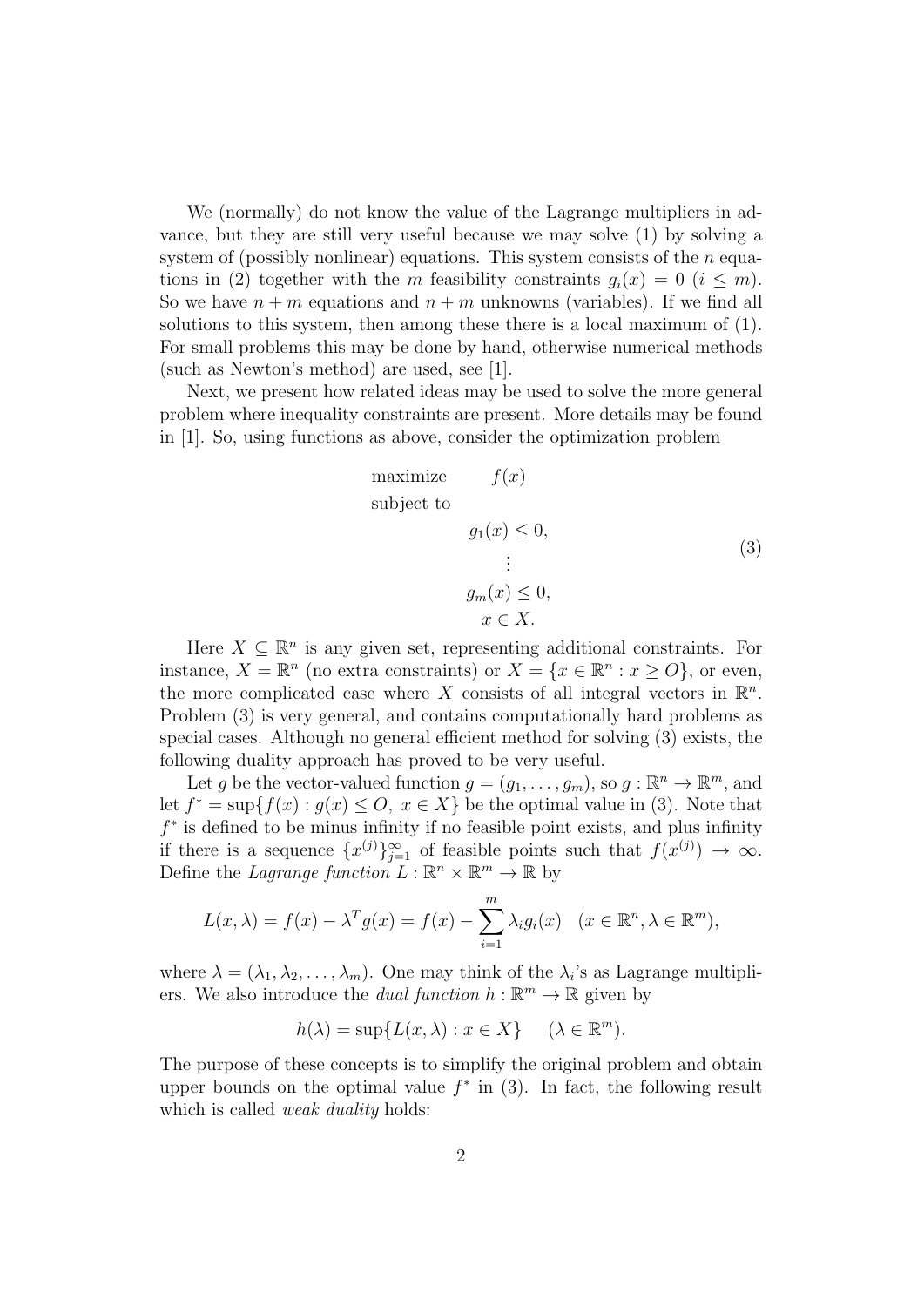We (normally) do not know the value of the Lagrange multipliers in advance, but they are still very useful because we may solve (1) by solving a system of (possibly nonlinear) equations. This system consists of the $n$ equations in (2) together with the $m$ feasibility constraints $g_i(x) = 0$ $(i \leq m)$. So we have $n + m$ equations and $n + m$ unknowns (variables). If we find all solutions to this system, then among these there is a local maximum of (1). For small problems this may be done by hand, otherwise numerical methods (such as Newton's method) are used, see [1].

Next, we present how related ideas may be used to solve the more general problem where inequality constraints are present. More details may be found in [1]. So, using functions as above, consider the optimization problem

$$
\begin{aligned}
\text{maximize} \quad & f(x) \\
\text{subject to} \quad & \\
& g_1(x) \leq 0, \\
& \vdots \\
& g_m(x) \leq 0, \\
& x \in X.
\end{aligned}
\tag{3}
$$

Here $X \subseteq \mathbb{R}^n$ is any given set, representing additional constraints. For instance, $X = \mathbb{R}^n$ (no extra constraints) or $X = \{x \in \mathbb{R}^n : x \geq O\}$, or even, the more complicated case where $X$ consists of all integral vectors in $\mathbb{R}^n$. Problem (3) is very general, and contains computationally hard problems as special cases. Although no general efficient method for solving (3) exists, the following duality approach has proved to be very useful.

Let $g$ be the vector-valued function $g = (g_1, \ldots, g_m)$, so $g : \mathbb{R}^n \to \mathbb{R}^m$, and let $f^* = \sup\{f(x) : g(x) \leq O,\ x \in X\}$ be the optimal value in (3). Note that $f^*$ is defined to be minus infinity if no feasible point exists, and plus infinity if there is a sequence $\{x^{(j)}\}_{j=1}^{\infty}$ of feasible points such that $f(x^{(j)}) \to \infty$. Define the *Lagrange function* $L : \mathbb{R}^n \times \mathbb{R}^m \to \mathbb{R}$ by

$$
L(x, \lambda) = f(x) - \lambda^T g(x) = f(x) - \sum_{i=1}^{m} \lambda_i g_i(x) \quad (x \in \mathbb{R}^n, \lambda \in \mathbb{R}^m),
$$

where $\lambda = (\lambda_1, \lambda_2, \ldots, \lambda_m)$. One may think of the $\lambda_i$'s as Lagrange multipliers. We also introduce the *dual function* $h : \mathbb{R}^m \to \mathbb{R}$ given by

$$
h(\lambda) = \sup\{L(x, \lambda) : x \in X\} \qquad (\lambda \in \mathbb{R}^m).
$$

The purpose of these concepts is to simplify the original problem and obtain upper bounds on the optimal value $f^*$ in (3). In fact, the following result which is called *weak duality* holds: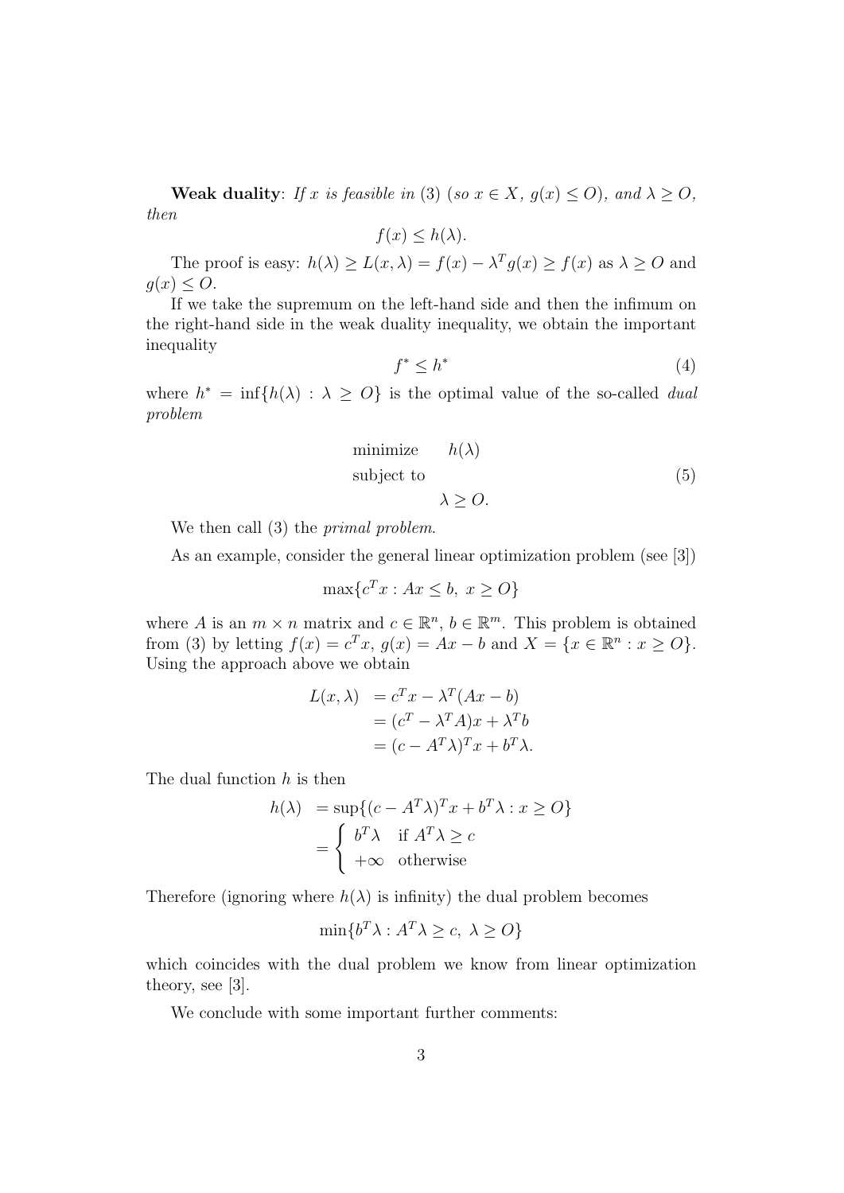**Weak duality**: *If $x$ is feasible in* (3) *(so $x \in X$, $g(x) \leq O$), and $\lambda \geq O$, then*

$$f(x) \leq h(\lambda).$$

The proof is easy: $h(\lambda) \geq L(x, \lambda) = f(x) - \lambda^T g(x) \geq f(x)$ as $\lambda \geq O$ and $g(x) \leq O$.

If we take the supremum on the left-hand side and then the infimum on the right-hand side in the weak duality inequality, we obtain the important inequality

$$f^* \leq h^* \tag{4}$$

where $h^* = \inf\{h(\lambda) : \lambda \geq O\}$ is the optimal value of the so-called *dual problem*

$$\begin{array}{ll} \text{minimize} & h(\lambda) \\ \text{subject to} & \\ & \lambda \geq O. \end{array} \tag{5}$$

We then call (3) the *primal problem*.

As an example, consider the general linear optimization problem (see [3])

$$\max\{c^T x : Ax \leq b,\ x \geq O\}$$

where $A$ is an $m \times n$ matrix and $c \in \mathbb{R}^n$, $b \in \mathbb{R}^m$. This problem is obtained from (3) by letting $f(x) = c^T x$, $g(x) = Ax - b$ and $X = \{x \in \mathbb{R}^n : x \geq O\}$. Using the approach above we obtain

$$\begin{aligned} L(x, \lambda) &= c^T x - \lambda^T (Ax - b) \\ &= (c^T - \lambda^T A)x + \lambda^T b \\ &= (c - A^T \lambda)^T x + b^T \lambda. \end{aligned}$$

The dual function $h$ is then

$$\begin{aligned} h(\lambda) &= \sup\{(c - A^T\lambda)^T x + b^T \lambda : x \geq O\} \\ &= \begin{cases} b^T \lambda & \text{if } A^T \lambda \geq c \\ +\infty & \text{otherwise} \end{cases} \end{aligned}$$

Therefore (ignoring where $h(\lambda)$ is infinity) the dual problem becomes

$$\min\{b^T \lambda : A^T \lambda \geq c,\ \lambda \geq O\}$$

which coincides with the dual problem we know from linear optimization theory, see [3].

We conclude with some important further comments: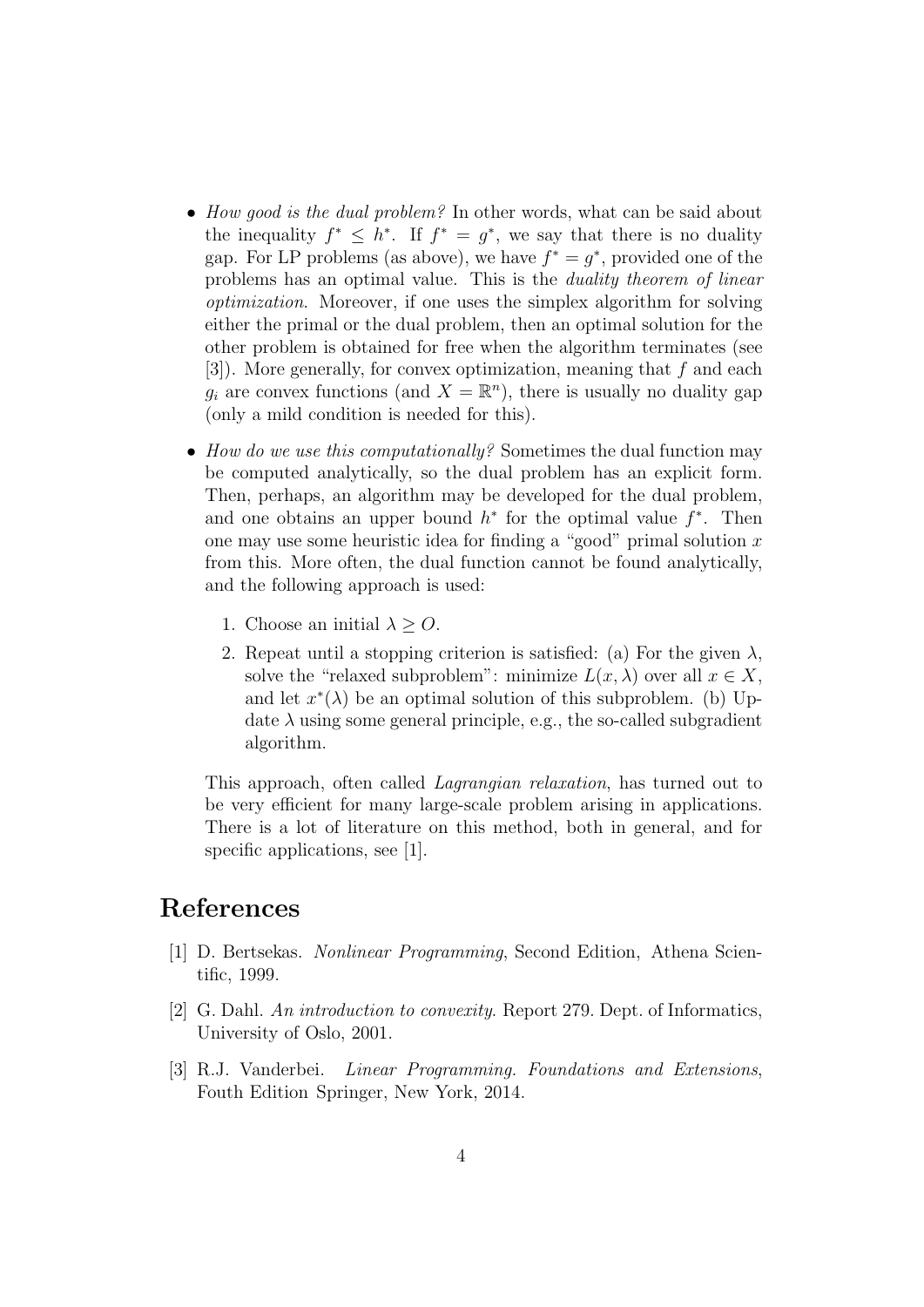- *How good is the dual problem?* In other words, what can be said about the inequality $f^* \leq h^*$. If $f^* = g^*$, we say that there is no duality gap. For LP problems (as above), we have $f^* = g^*$, provided one of the problems has an optimal value. This is the *duality theorem of linear optimization*. Moreover, if one uses the simplex algorithm for solving either the primal or the dual problem, then an optimal solution for the other problem is obtained for free when the algorithm terminates (see [3]). More generally, for convex optimization, meaning that $f$ and each $g_i$ are convex functions (and $X = \mathbb{R}^n$), there is usually no duality gap (only a mild condition is needed for this).

- *How do we use this computationally?* Sometimes the dual function may be computed analytically, so the dual problem has an explicit form. Then, perhaps, an algorithm may be developed for the dual problem, and one obtains an upper bound $h^*$ for the optimal value $f^*$. Then one may use some heuristic idea for finding a "good" primal solution $x$ from this. More often, the dual function cannot be found analytically, and the following approach is used:

  1. Choose an initial $\lambda \geq O$.
  2. Repeat until a stopping criterion is satisfied: (a) For the given $\lambda$, solve the "relaxed subproblem": minimize $L(x, \lambda)$ over all $x \in X$, and let $x^*(\lambda)$ be an optimal solution of this subproblem. (b) Update $\lambda$ using some general principle, e.g., the so-called subgradient algorithm.

  This approach, often called *Lagrangian relaxation*, has turned out to be very efficient for many large-scale problem arising in applications. There is a lot of literature on this method, both in general, and for specific applications, see [1].

# References

[1] D. Bertsekas. *Nonlinear Programming*, Second Edition, Athena Scientific, 1999.

[2] G. Dahl. *An introduction to convexity*. Report 279. Dept. of Informatics, University of Oslo, 2001.

[3] R.J. Vanderbei. *Linear Programming. Foundations and Extensions*, Fouth Edition Springer, New York, 2014.